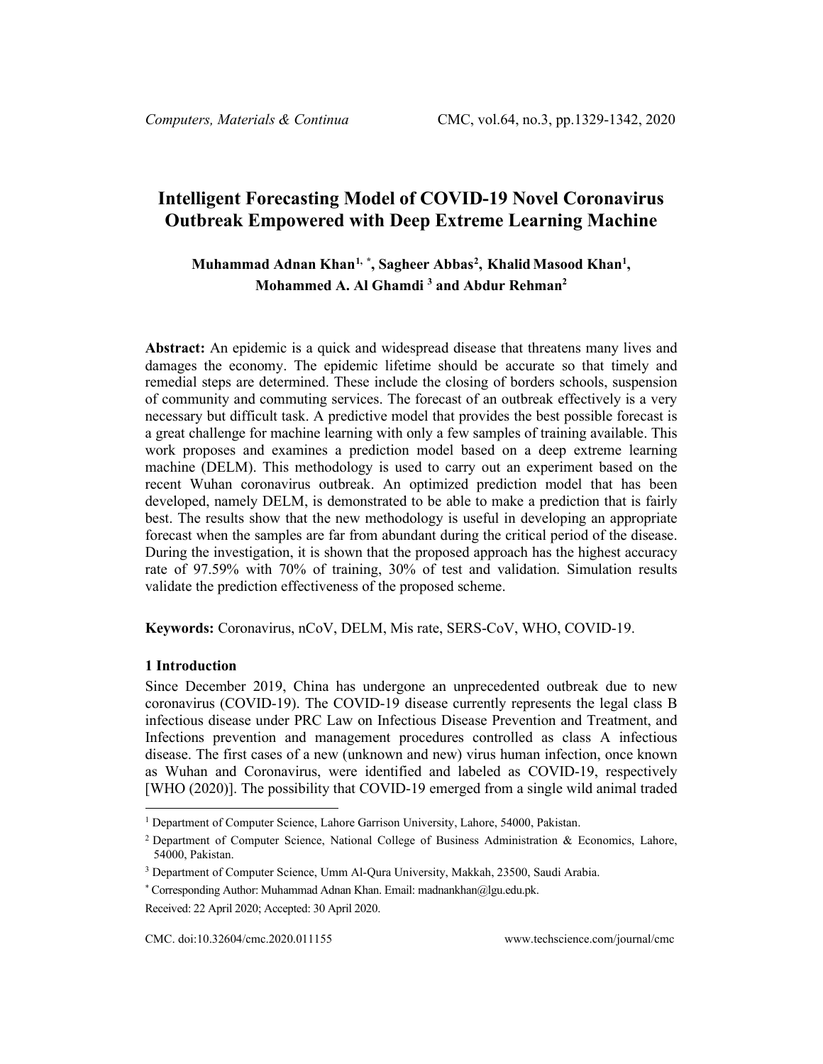# Intelligent Forecasting Model of COVID-19 Novel Coronavirus Outbreak Empowered with Deep Extreme Learning Machine

**Muhammad Adnan Khan[1, *], Sagheer Abbas[2], Khalid Masood Khan[1], Mohammed A. Al Ghamdi [3] and Abdur Rehman[2]**

**Abstract:** An epidemic is a quick and widespread disease that threatens many lives and damages the economy. The epidemic lifetime should be accurate so that timely and remedial steps are determined. These include the closing of borders schools, suspension of community and commuting services. The forecast of an outbreak effectively is a very necessary but difficult task. A predictive model that provides the best possible forecast is a great challenge for machine learning with only a few samples of training available. This work proposes and examines a prediction model based on a deep extreme learning machine (DELM). This methodology is used to carry out an experiment based on the recent Wuhan coronavirus outbreak. An optimized prediction model that has been developed, namely DELM, is demonstrated to be able to make a prediction that is fairly best. The results show that the new methodology is useful in developing an appropriate forecast when the samples are far from abundant during the critical period of the disease. During the investigation, it is shown that the proposed approach has the highest accuracy rate of 97.59% with 70% of training, 30% of test and validation. Simulation results validate the prediction effectiveness of the proposed scheme.

**Keywords:** Coronavirus, nCoV, DELM, Mis rate, SERS-CoV, WHO, COVID-19.

## 1 Introduction

Since December 2019, China has undergone an unprecedented outbreak due to new coronavirus (COVID-19). The COVID-19 disease currently represents the legal class B infectious disease under PRC Law on Infectious Disease Prevention and Treatment, and Infections prevention and management procedures controlled as class A infectious disease. The first cases of a new (unknown and new) virus human infection, once known as Wuhan and Coronavirus, were identified and labeled as COVID-19, respectively [WHO (2020)]. The possibility that COVID-19 emerged from a single wild animal traded

---

[1] Department of Computer Science, Lahore Garrison University, Lahore, 54000, Pakistan.

[2] Department of Computer Science, National College of Business Administration & Economics, Lahore, 54000, Pakistan.

[3] Department of Computer Science, Umm Al-Qura University, Makkah, 23500, Saudi Arabia.

[*] Corresponding Author: Muhammad Adnan Khan. Email: madnankhan@lgu.edu.pk.

Received: 22 April 2020; Accepted: 30 April 2020.

CMC. doi:10.32604/cmc.2020.011155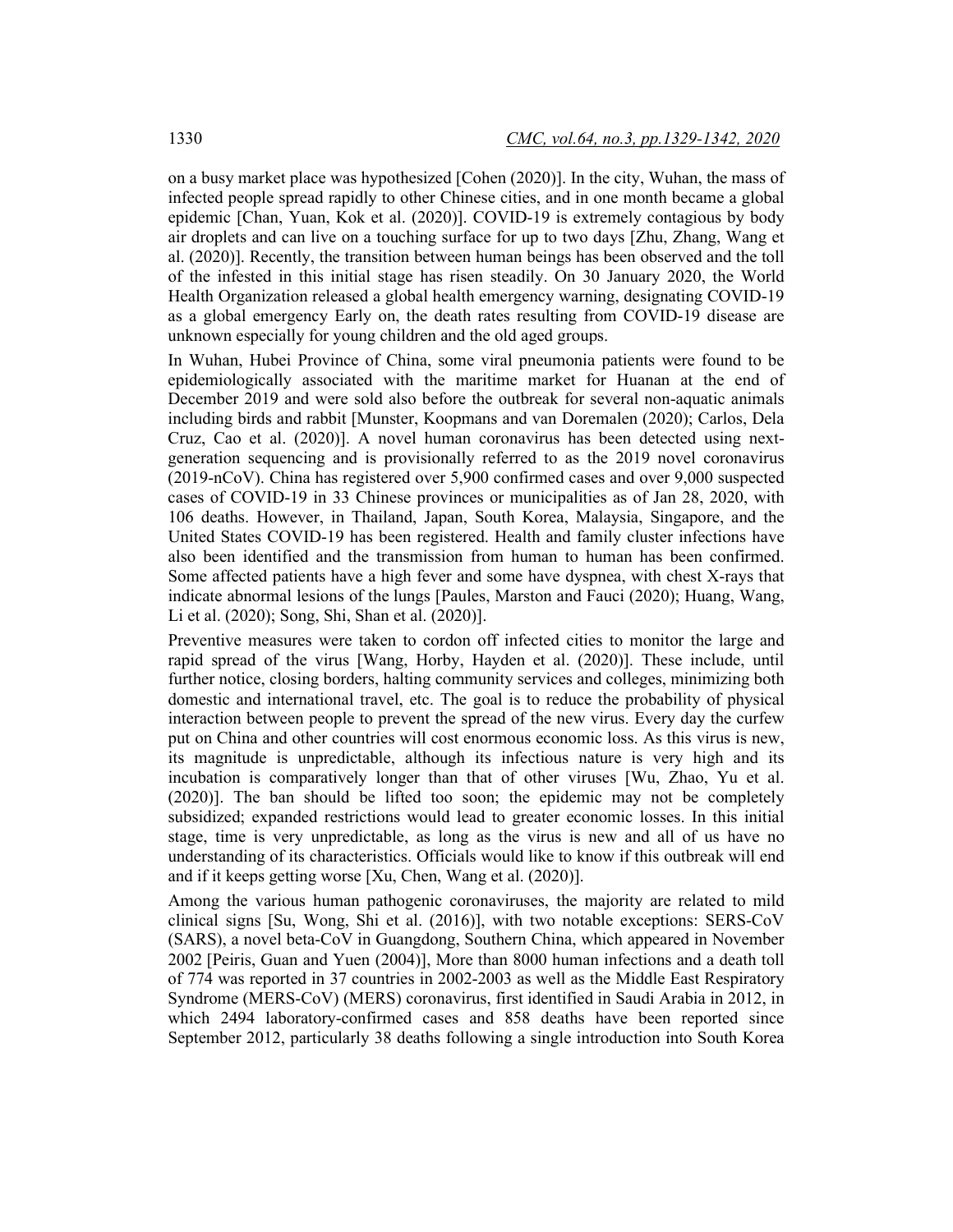on a busy market place was hypothesized [Cohen (2020)]. In the city, Wuhan, the mass of infected people spread rapidly to other Chinese cities, and in one month became a global epidemic [Chan, Yuan, Kok et al. (2020)]. COVID-19 is extremely contagious by body air droplets and can live on a touching surface for up to two days [Zhu, Zhang, Wang et al. (2020)]. Recently, the transition between human beings has been observed and the toll of the infested in this initial stage has risen steadily. On 30 January 2020, the World Health Organization released a global health emergency warning, designating COVID-19 as a global emergency Early on, the death rates resulting from COVID-19 disease are unknown especially for young children and the old aged groups.

In Wuhan, Hubei Province of China, some viral pneumonia patients were found to be epidemiologically associated with the maritime market for Huanan at the end of December 2019 and were sold also before the outbreak for several non-aquatic animals including birds and rabbit [Munster, Koopmans and van Doremalen (2020); Carlos, Dela Cruz, Cao et al. (2020)]. A novel human coronavirus has been detected using next-generation sequencing and is provisionally referred to as the 2019 novel coronavirus (2019-nCoV). China has registered over 5,900 confirmed cases and over 9,000 suspected cases of COVID-19 in 33 Chinese provinces or municipalities as of Jan 28, 2020, with 106 deaths. However, in Thailand, Japan, South Korea, Malaysia, Singapore, and the United States COVID-19 has been registered. Health and family cluster infections have also been identified and the transmission from human to human has been confirmed. Some affected patients have a high fever and some have dyspnea, with chest X-rays that indicate abnormal lesions of the lungs [Paules, Marston and Fauci (2020); Huang, Wang, Li et al. (2020); Song, Shi, Shan et al. (2020)].

Preventive measures were taken to cordon off infected cities to monitor the large and rapid spread of the virus [Wang, Horby, Hayden et al. (2020)]. These include, until further notice, closing borders, halting community services and colleges, minimizing both domestic and international travel, etc. The goal is to reduce the probability of physical interaction between people to prevent the spread of the new virus. Every day the curfew put on China and other countries will cost enormous economic loss. As this virus is new, its magnitude is unpredictable, although its infectious nature is very high and its incubation is comparatively longer than that of other viruses [Wu, Zhao, Yu et al. (2020)]. The ban should be lifted too soon; the epidemic may not be completely subsidized; expanded restrictions would lead to greater economic losses. In this initial stage, time is very unpredictable, as long as the virus is new and all of us have no understanding of its characteristics. Officials would like to know if this outbreak will end and if it keeps getting worse [Xu, Chen, Wang et al. (2020)].

Among the various human pathogenic coronaviruses, the majority are related to mild clinical signs [Su, Wong, Shi et al. (2016)], with two notable exceptions: SERS-CoV (SARS), a novel beta-CoV in Guangdong, Southern China, which appeared in November 2002 [Peiris, Guan and Yuen (2004)], More than 8000 human infections and a death toll of 774 was reported in 37 countries in 2002-2003 as well as the Middle East Respiratory Syndrome (MERS-CoV) (MERS) coronavirus, first identified in Saudi Arabia in 2012, in which 2494 laboratory-confirmed cases and 858 deaths have been reported since September 2012, particularly 38 deaths following a single introduction into South Korea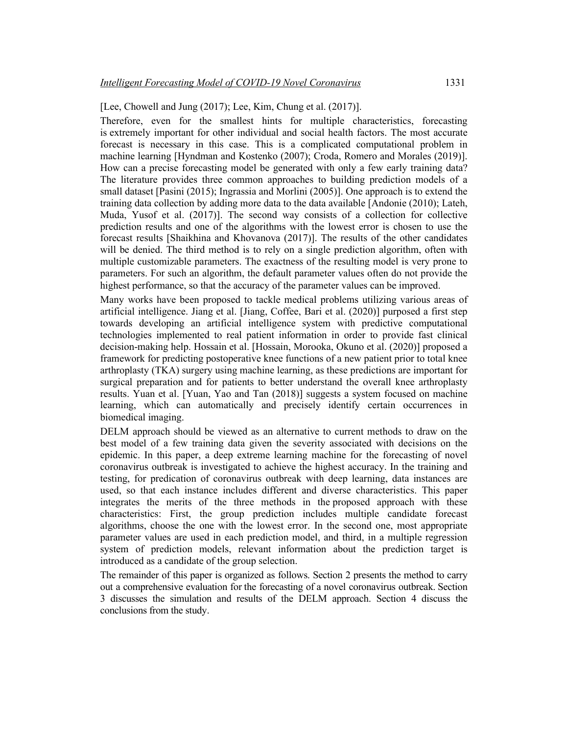[Lee, Chowell and Jung (2017); Lee, Kim, Chung et al. (2017)].

Therefore, even for the smallest hints for multiple characteristics, forecasting is extremely important for other individual and social health factors. The most accurate forecast is necessary in this case. This is a complicated computational problem in machine learning [Hyndman and Kostenko (2007); Croda, Romero and Morales (2019)]. How can a precise forecasting model be generated with only a few early training data? The literature provides three common approaches to building prediction models of a small dataset [Pasini (2015); Ingrassia and Morlini (2005)]. One approach is to extend the training data collection by adding more data to the data available [Andonie (2010); Lateh, Muda, Yusof et al. (2017)]. The second way consists of a collection for collective prediction results and one of the algorithms with the lowest error is chosen to use the forecast results [Shaikhina and Khovanova (2017)]. The results of the other candidates will be denied. The third method is to rely on a single prediction algorithm, often with multiple customizable parameters. The exactness of the resulting model is very prone to parameters. For such an algorithm, the default parameter values often do not provide the highest performance, so that the accuracy of the parameter values can be improved.

Many works have been proposed to tackle medical problems utilizing various areas of artificial intelligence. Jiang et al. [Jiang, Coffee, Bari et al. (2020)] purposed a first step towards developing an artificial intelligence system with predictive computational technologies implemented to real patient information in order to provide fast clinical decision-making help. Hossain et al. [Hossain, Morooka, Okuno et al. (2020)] proposed a framework for predicting postoperative knee functions of a new patient prior to total knee arthroplasty (TKA) surgery using machine learning, as these predictions are important for surgical preparation and for patients to better understand the overall knee arthroplasty results. Yuan et al. [Yuan, Yao and Tan (2018)] suggests a system focused on machine learning, which can automatically and precisely identify certain occurrences in biomedical imaging.

DELM approach should be viewed as an alternative to current methods to draw on the best model of a few training data given the severity associated with decisions on the epidemic. In this paper, a deep extreme learning machine for the forecasting of novel coronavirus outbreak is investigated to achieve the highest accuracy. In the training and testing, for predication of coronavirus outbreak with deep learning, data instances are used, so that each instance includes different and diverse characteristics. This paper integrates the merits of the three methods in the proposed approach with these characteristics: First, the group prediction includes multiple candidate forecast algorithms, choose the one with the lowest error. In the second one, most appropriate parameter values are used in each prediction model, and third, in a multiple regression system of prediction models, relevant information about the prediction target is introduced as a candidate of the group selection.

The remainder of this paper is organized as follows. Section 2 presents the method to carry out a comprehensive evaluation for the forecasting of a novel coronavirus outbreak. Section 3 discusses the simulation and results of the DELM approach. Section 4 discuss the conclusions from the study.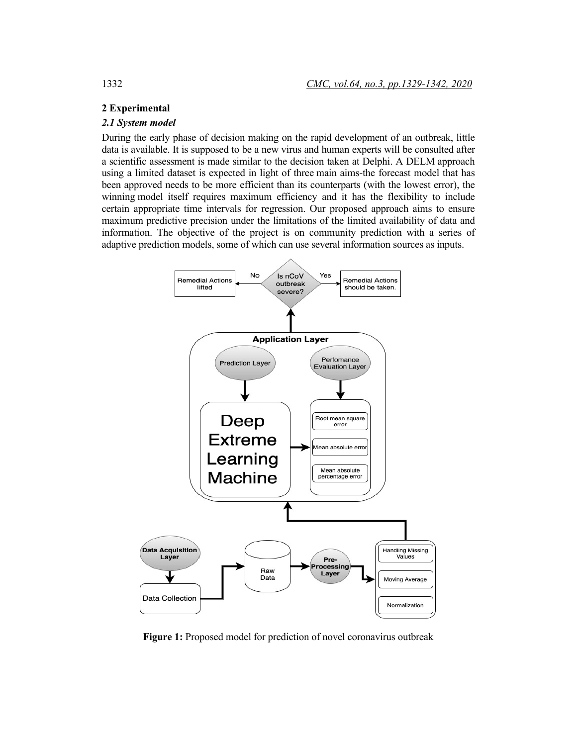## 2 Experimental

### *2.1 System model*

During the early phase of decision making on the rapid development of an outbreak, little data is available. It is supposed to be a new virus and human experts will be consulted after a scientific assessment is made similar to the decision taken at Delphi. A DELM approach using a limited dataset is expected in light of three main aims-the forecast model that has been approved needs to be more efficient than its counterparts (with the lowest error), the winning model itself requires maximum efficiency and it has the flexibility to include certain appropriate time intervals for regression. Our proposed approach aims to ensure maximum predictive precision under the limitations of the limited availability of data and information. The objective of the project is on community prediction with a series of adaptive prediction models, some of which can use several information sources as inputs.

**Figure 1:** Proposed model for prediction of novel coronavirus outbreak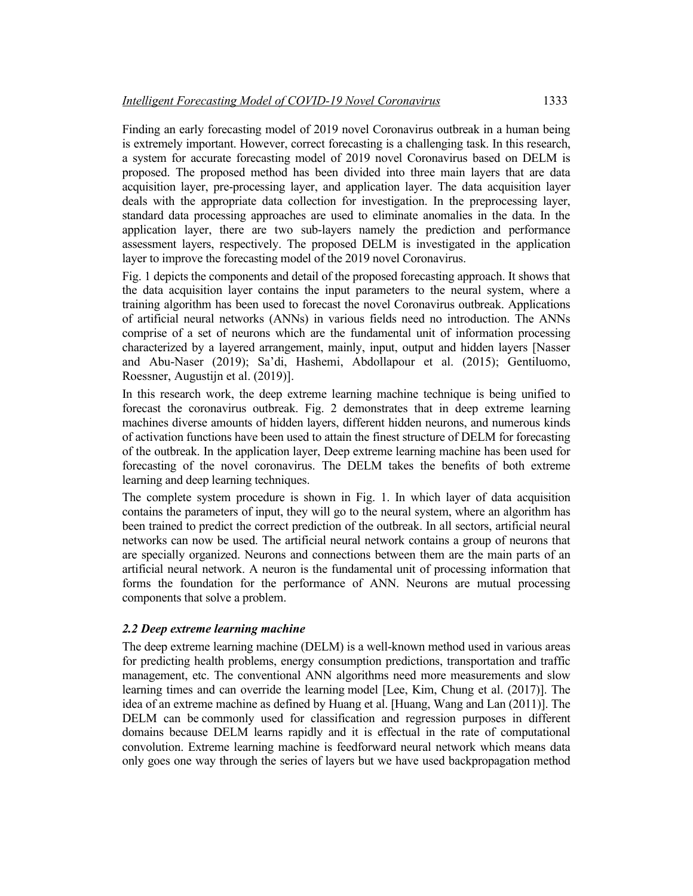Finding an early forecasting model of 2019 novel Coronavirus outbreak in a human being is extremely important. However, correct forecasting is a challenging task. In this research, a system for accurate forecasting model of 2019 novel Coronavirus based on DELM is proposed. The proposed method has been divided into three main layers that are data acquisition layer, pre-processing layer, and application layer. The data acquisition layer deals with the appropriate data collection for investigation. In the preprocessing layer, standard data processing approaches are used to eliminate anomalies in the data. In the application layer, there are two sub-layers namely the prediction and performance assessment layers, respectively. The proposed DELM is investigated in the application layer to improve the forecasting model of the 2019 novel Coronavirus.

Fig. 1 depicts the components and detail of the proposed forecasting approach. It shows that the data acquisition layer contains the input parameters to the neural system, where a training algorithm has been used to forecast the novel Coronavirus outbreak. Applications of artificial neural networks (ANNs) in various fields need no introduction. The ANNs comprise of a set of neurons which are the fundamental unit of information processing characterized by a layered arrangement, mainly, input, output and hidden layers [Nasser and Abu-Naser (2019); Sa'di, Hashemi, Abdollapour et al. (2015); Gentiluomo, Roessner, Augustijn et al. (2019)].

In this research work, the deep extreme learning machine technique is being unified to forecast the coronavirus outbreak. Fig. 2 demonstrates that in deep extreme learning machines diverse amounts of hidden layers, different hidden neurons, and numerous kinds of activation functions have been used to attain the finest structure of DELM for forecasting of the outbreak. In the application layer, Deep extreme learning machine has been used for forecasting of the novel coronavirus. The DELM takes the benefits of both extreme learning and deep learning techniques.

The complete system procedure is shown in Fig. 1. In which layer of data acquisition contains the parameters of input, they will go to the neural system, where an algorithm has been trained to predict the correct prediction of the outbreak. In all sectors, artificial neural networks can now be used. The artificial neural network contains a group of neurons that are specially organized. Neurons and connections between them are the main parts of an artificial neural network. A neuron is the fundamental unit of processing information that forms the foundation for the performance of ANN. Neurons are mutual processing components that solve a problem.

### *2.2 Deep extreme learning machine*

The deep extreme learning machine (DELM) is a well-known method used in various areas for predicting health problems, energy consumption predictions, transportation and traffic management, etc. The conventional ANN algorithms need more measurements and slow learning times and can override the learning model [Lee, Kim, Chung et al. (2017)]. The idea of an extreme machine as defined by Huang et al. [Huang, Wang and Lan (2011)]. The DELM can be commonly used for classification and regression purposes in different domains because DELM learns rapidly and it is effectual in the rate of computational convolution. Extreme learning machine is feedforward neural network which means data only goes one way through the series of layers but we have used backpropagation method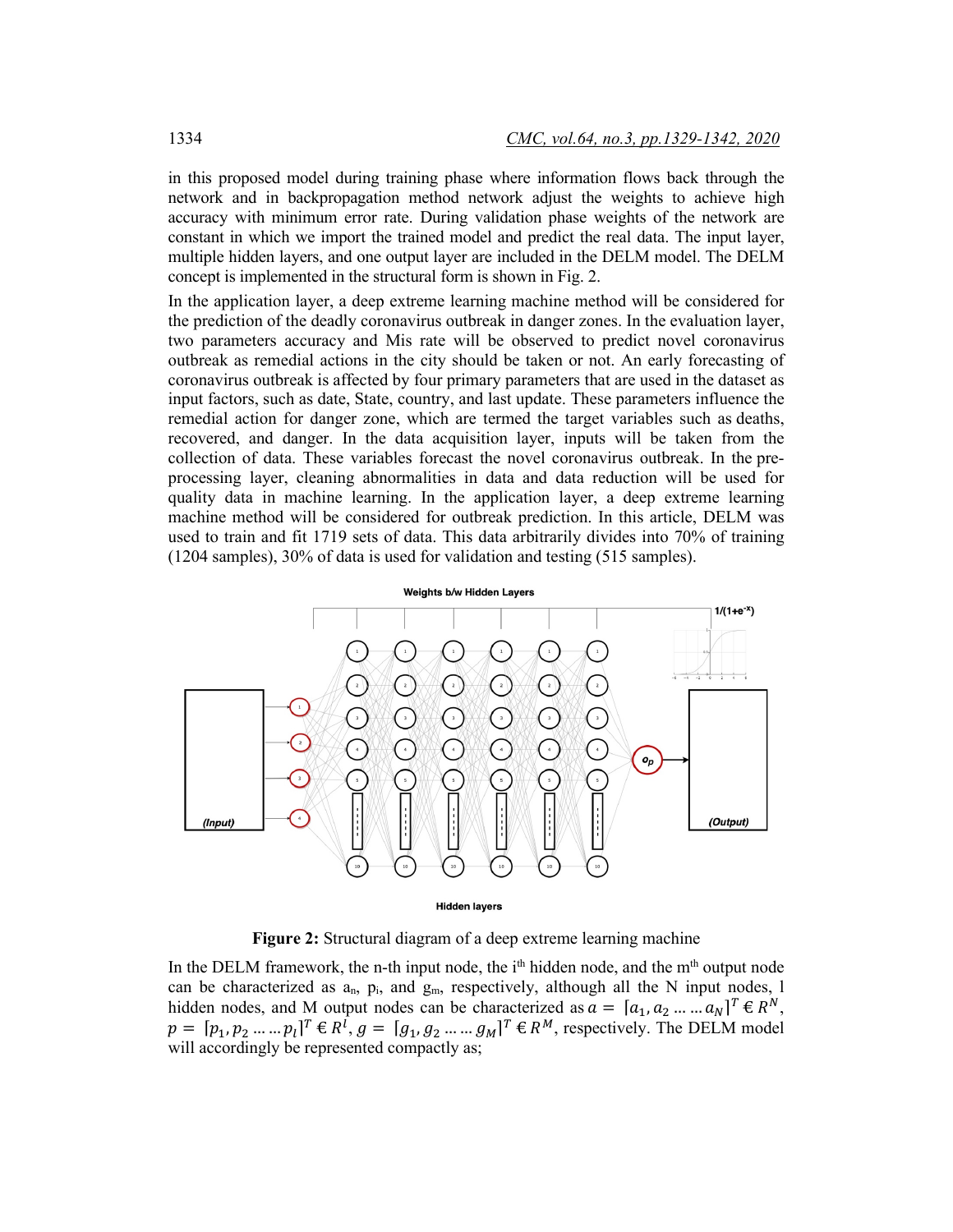in this proposed model during training phase where information flows back through the network and in backpropagation method network adjust the weights to achieve high accuracy with minimum error rate. During validation phase weights of the network are constant in which we import the trained model and predict the real data. The input layer, multiple hidden layers, and one output layer are included in the DELM model. The DELM concept is implemented in the structural form is shown in Fig. 2.

In the application layer, a deep extreme learning machine method will be considered for the prediction of the deadly coronavirus outbreak in danger zones. In the evaluation layer, two parameters accuracy and Mis rate will be observed to predict novel coronavirus outbreak as remedial actions in the city should be taken or not. An early forecasting of coronavirus outbreak is affected by four primary parameters that are used in the dataset as input factors, such as date, State, country, and last update. These parameters influence the remedial action for danger zone, which are termed the target variables such as deaths, recovered, and danger. In the data acquisition layer, inputs will be taken from the collection of data. These variables forecast the novel coronavirus outbreak. In the pre-processing layer, cleaning abnormalities in data and data reduction will be used for quality data in machine learning. In the application layer, a deep extreme learning machine method will be considered for outbreak prediction. In this article, DELM was used to train and fit 1719 sets of data. This data arbitrarily divides into 70% of training (1204 samples), 30% of data is used for validation and testing (515 samples).

**Figure 2:** Structural diagram of a deep extreme learning machine

In the DELM framework, the n-th input node, the i[th] hidden node, and the m[th] output node can be characterized as $a_n$, $p_i$, and $g_m$, respectively, although all the N input nodes, l hidden nodes, and M output nodes can be characterized as $a = [a_1, a_2 \dots \dots a_N]^T \in R^N$, $p = [p_1, p_2 \dots \dots p_l]^T \in R^l$, $g = [g_1, g_2 \dots \dots g_M]^T \in R^M$, respectively. The DELM model will accordingly be represented compactly as;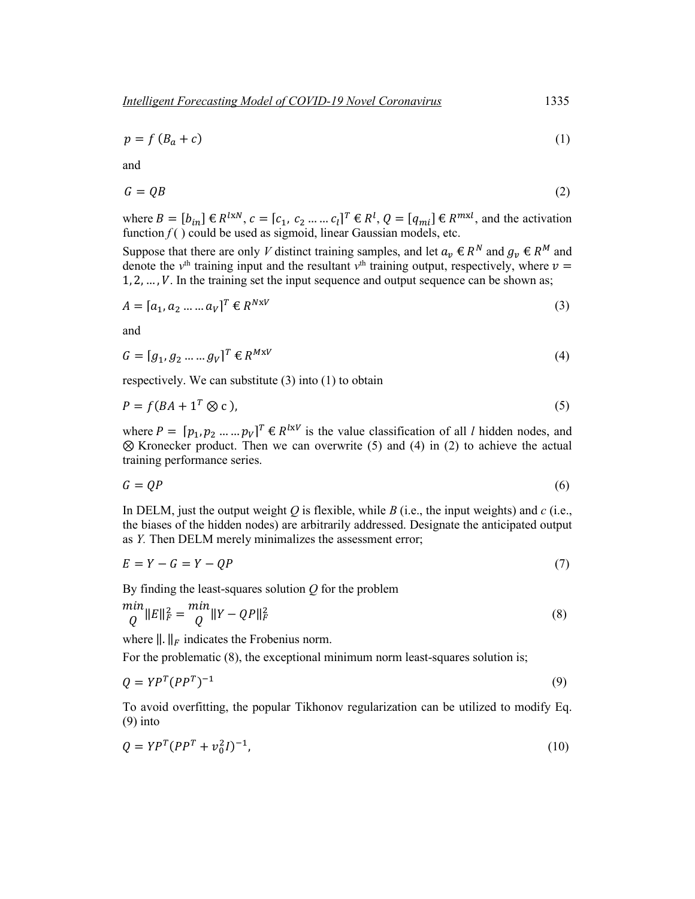$$p = f\,(B_a + c) \tag{1}$$

and

$$G = QB \tag{2}$$

where $B = [b_{in}] \in R^{l\text{x}N}$, $c = [c_1,\ c_2 \ldots \ldots c_l]^T \in R^l$, $Q = [q_{mi}] \in R^{m\text{x}l}$, and the activation function $f(\ )$ could be used as sigmoid, linear Gaussian models, etc.

Suppose that there are only $V$ distinct training samples, and let $a_v \in R^N$ and $g_v \in R^M$ and denote the $v^{\text{th}}$ training input and the resultant $v^{\text{th}}$ training output, respectively, where $v = 1, 2, \ldots, V$. In the training set the input sequence and output sequence can be shown as;

$$A = [a_1, a_2 \ldots \ldots a_V]^T \in R^{N\text{x}V} \tag{3}$$

and

$$G = [g_1, g_2 \ldots \ldots g_V]^T \in R^{M\text{x}V} \tag{4}$$

respectively. We can substitute (3) into (1) to obtain

$$P = f(BA + 1^T \otimes \text{c}\,), \tag{5}$$

where $P = [p_1, p_2 \ldots \ldots p_V]^T \in R^{l\text{x}V}$ is the value classification of all $l$ hidden nodes, and $\otimes$ Kronecker product. Then we can overwrite (5) and (4) in (2) to achieve the actual training performance series.

$$G = QP \tag{6}$$

In DELM, just the output weight $Q$ is flexible, while $B$ (i.e., the input weights) and $c$ (i.e., the biases of the hidden nodes) are arbitrarily addressed. Designate the anticipated output as $Y$. Then DELM merely minimalizes the assessment error;

$$E = Y - G = Y - QP \tag{7}$$

By finding the least-squares solution $Q$ for the problem

$$\min_Q \|E\|_F^2 = \min_Q \|Y - QP\|_F^2 \tag{8}$$

where $\|.\|_F$ indicates the Frobenius norm.

For the problematic (8), the exceptional minimum norm least-squares solution is;

$$Q = YP^T(PP^T)^{-1} \tag{9}$$

To avoid overfitting, the popular Tikhonov regularization can be utilized to modify Eq. (9) into

$$Q = YP^T(PP^T + v_0^2 I)^{-1}, \tag{10}$$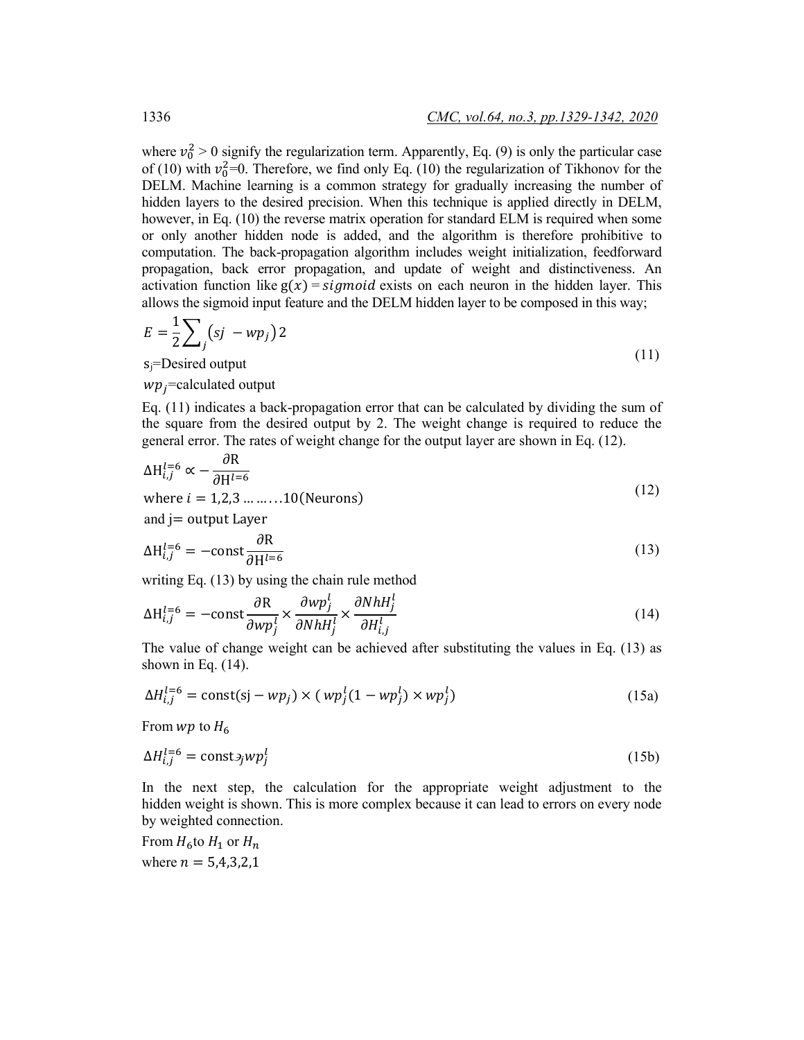where $v_0^2 > 0$ signify the regularization term. Apparently, Eq. (9) is only the particular case of (10) with $v_0^2$=0. Therefore, we find only Eq. (10) the regularization of Tikhonov for the DELM. Machine learning is a common strategy for gradually increasing the number of hidden layers to the desired precision. When this technique is applied directly in DELM, however, in Eq. (10) the reverse matrix operation for standard ELM is required when some or only another hidden node is added, and the algorithm is therefore prohibitive to computation. The back-propagation algorithm includes weight initialization, feedforward propagation, back error propagation, and update of weight and distinctiveness. An activation function like $g(x) = sigmoid$ exists on each neuron in the hidden layer. This allows the sigmoid input feature and the DELM hidden layer to be composed in this way;

$$E = \frac{1}{2}\sum_j \left(sj - wp_j\right)2 \tag{11}$$

$s_j$=Desired output

$wp_j$=calculated output

Eq. (11) indicates a back-propagation error that can be calculated by dividing the sum of the square from the desired output by 2. The weight change is required to reduce the general error. The rates of weight change for the output layer are shown in Eq. (12).

$$\Delta \mathrm{H}_{i,j}^{l=6} \propto -\frac{\partial \mathrm{R}}{\partial \mathrm{H}^{l=6}} \tag{12}$$

where $i = 1,2,3 \ldots\ldots..10$(Neurons)

and j= output Layer

$$\Delta \mathrm{H}_{i,j}^{l=6} = -\mathrm{const}\frac{\partial \mathrm{R}}{\partial \mathrm{H}^{l=6}} \tag{13}$$

writing Eq. (13) by using the chain rule method

$$\Delta \mathrm{H}_{i,j}^{l=6} = -\mathrm{const}\frac{\partial \mathrm{R}}{\partial wp_j^l} \times \frac{\partial wp_j^l}{\partial NhH_j^l} \times \frac{\partial NhH_j^l}{\partial H_{i,j}^l} \tag{14}$$

The value of change weight can be achieved after substituting the values in Eq. (13) as shown in Eq. (14).

$$\Delta H_{i,j}^{l=6} = \mathrm{const}(\mathrm{sj} - wp_j) \times (\,wp_j^l(1 - wp_j^l) \times wp_j^l) \tag{15a}$$

From $wp$ to $H_6$

$$\Delta H_{i,j}^{l=6} = \mathrm{const}\,\ni_j wp_j^l \tag{15b}$$

In the next step, the calculation for the appropriate weight adjustment to the hidden weight is shown. This is more complex because it can lead to errors on every node by weighted connection.

From $H_6$ to $H_1$ or $H_n$

where $n = 5,4,3,2,1$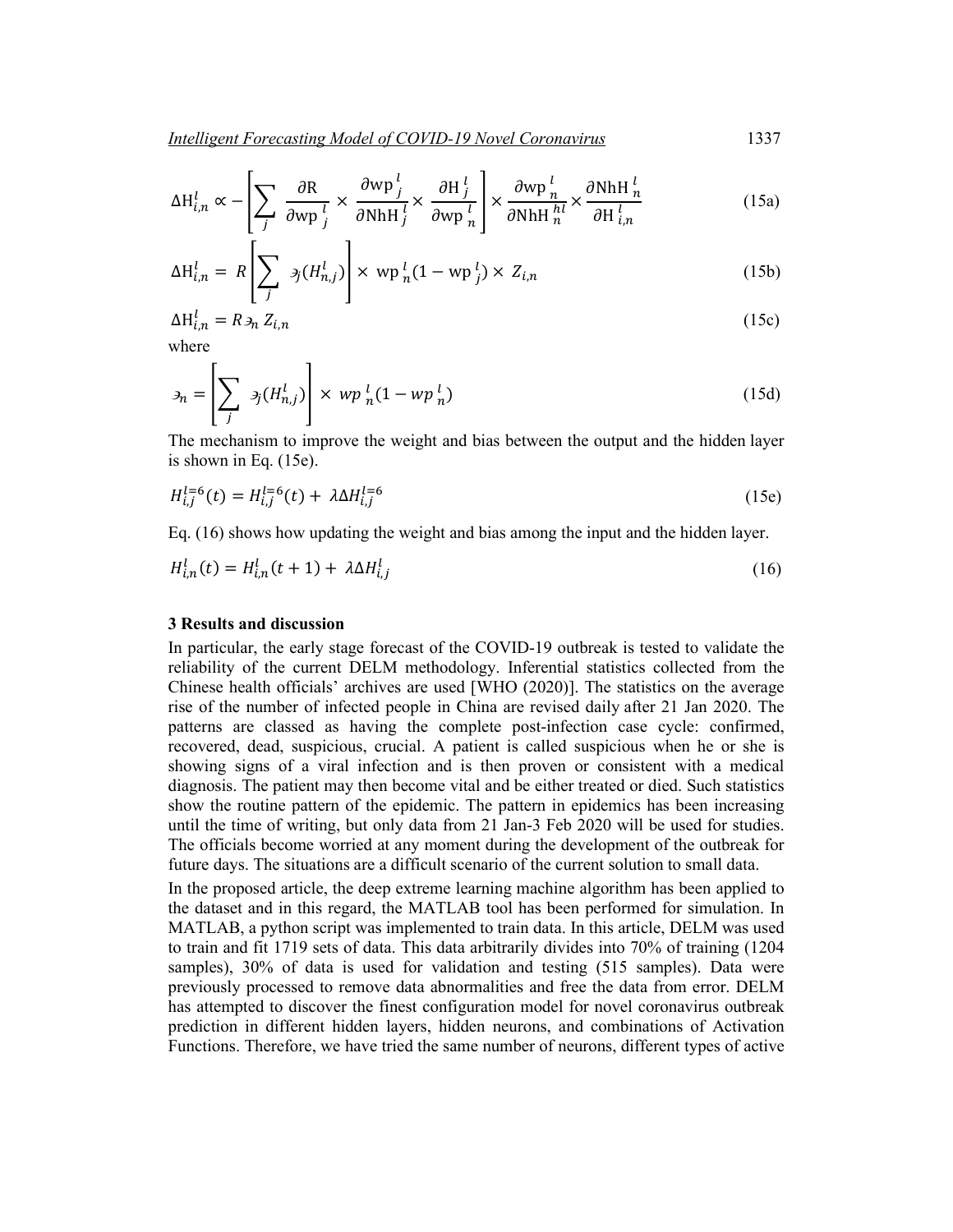$$\Delta \mathrm{H}_{i,n}^{l} \propto -\left[\sum_{j} \frac{\partial \mathrm{R}}{\partial \mathrm{wp}_{j}^{l}} \times \frac{\partial \mathrm{wp}_{j}^{l}}{\partial \mathrm{NhH}_{j}^{l}} \times \frac{\partial \mathrm{H}_{j}^{l}}{\partial \mathrm{wp}_{n}^{l}}\right] \times \frac{\partial \mathrm{wp}_{n}^{l}}{\partial \mathrm{NhH}_{n}^{hl}} \times \frac{\partial \mathrm{NhH}_{n}^{l}}{\partial \mathrm{H}_{i,n}^{l}} \tag{15a}$$

$$\Delta \mathrm{H}_{i,n}^{l} = R\left[\sum_{j} \ni_{j}(H_{n,j}^{l})\right] \times \mathrm{wp}_{n}^{l}(1 - \mathrm{wp}_{j}^{l}) \times Z_{i,n} \tag{15b}$$

$$\Delta \mathrm{H}_{i,n}^{l} = R \ni_{n} Z_{i,n} \tag{15c}$$

where

$$\ni_{n} = \left[\sum_{j} \ni_{j}(H_{n,j}^{l})\right] \times wp_{n}^{l}(1 - wp_{n}^{l}) \tag{15d}$$

The mechanism to improve the weight and bias between the output and the hidden layer is shown in Eq. (15e).

$$H_{i,j}^{l=6}(t) = H_{i,j}^{l=6}(t) + \lambda \Delta H_{i,j}^{l=6} \tag{15e}$$

Eq. (16) shows how updating the weight and bias among the input and the hidden layer.

$$H_{i,n}^{l}(t) = H_{i,n}^{l}(t+1) + \lambda \Delta H_{i,j}^{l} \tag{16}$$

### 3 Results and discussion

In particular, the early stage forecast of the COVID-19 outbreak is tested to validate the reliability of the current DELM methodology. Inferential statistics collected from the Chinese health officials' archives are used [WHO (2020)]. The statistics on the average rise of the number of infected people in China are revised daily after 21 Jan 2020. The patterns are classed as having the complete post-infection case cycle: confirmed, recovered, dead, suspicious, crucial. A patient is called suspicious when he or she is showing signs of a viral infection and is then proven or consistent with a medical diagnosis. The patient may then become vital and be either treated or died. Such statistics show the routine pattern of the epidemic. The pattern in epidemics has been increasing until the time of writing, but only data from 21 Jan-3 Feb 2020 will be used for studies. The officials become worried at any moment during the development of the outbreak for future days. The situations are a difficult scenario of the current solution to small data.

In the proposed article, the deep extreme learning machine algorithm has been applied to the dataset and in this regard, the MATLAB tool has been performed for simulation. In MATLAB, a python script was implemented to train data. In this article, DELM was used to train and fit 1719 sets of data. This data arbitrarily divides into 70% of training (1204 samples), 30% of data is used for validation and testing (515 samples). Data were previously processed to remove data abnormalities and free the data from error. DELM has attempted to discover the finest configuration model for novel coronavirus outbreak prediction in different hidden layers, hidden neurons, and combinations of Activation Functions. Therefore, we have tried the same number of neurons, different types of active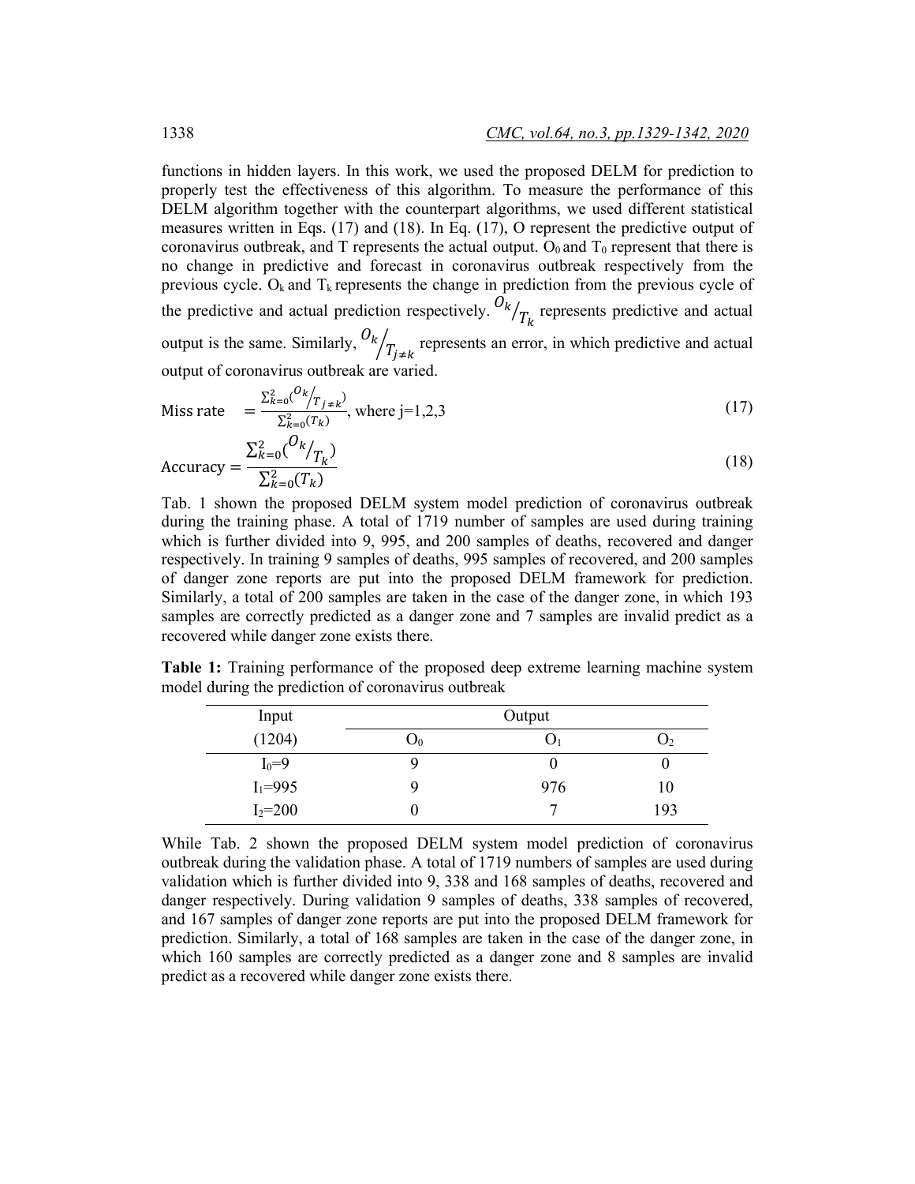functions in hidden layers. In this work, we used the proposed DELM for prediction to properly test the effectiveness of this algorithm. To measure the performance of this DELM algorithm together with the counterpart algorithms, we used different statistical measures written in Eqs. (17) and (18). In Eq. (17), O represent the predictive output of coronavirus outbreak, and T represents the actual output. $O_0$ and $T_0$ represent that there is no change in predictive and forecast in coronavirus outbreak respectively from the previous cycle. $O_k$ and $T_k$ represents the change in prediction from the previous cycle of the predictive and actual prediction respectively. ${O_k}/{T_k}$ represents predictive and actual output is the same. Similarly, ${O_k}/{T_{j\neq k}}$ represents an error, in which predictive and actual output of coronavirus outbreak are varied.

$$\text{Miss rate} \quad = \frac{\sum_{k=0}^{2}({O_k}/{T_{j\neq k}})}{\sum_{k=0}^{2}(T_k)}, \text{ where j=1,2,3} \tag{17}$$

$$\text{Accuracy} = \frac{\sum_{k=0}^{2}({O_k}/{T_k})}{\sum_{k=0}^{2}(T_k)} \tag{18}$$

Tab. 1 shown the proposed DELM system model prediction of coronavirus outbreak during the training phase. A total of 1719 number of samples are used during training which is further divided into 9, 995, and 200 samples of deaths, recovered and danger respectively. In training 9 samples of deaths, 995 samples of recovered, and 200 samples of danger zone reports are put into the proposed DELM framework for prediction. Similarly, a total of 200 samples are taken in the case of the danger zone, in which 193 samples are correctly predicted as a danger zone and 7 samples are invalid predict as a recovered while danger zone exists there.

**Table 1:** Training performance of the proposed deep extreme learning machine system model during the prediction of coronavirus outbreak

| Input | Output | | |
|---|---|---|---|
| (1204) | $O_0$ | $O_1$ | $O_2$ |
| $I_0$=9 | 9 | 0 | 0 |
| $I_1$=995 | 9 | 976 | 10 |
| $I_2$=200 | 0 | 7 | 193 |

While Tab. 2 shown the proposed DELM system model prediction of coronavirus outbreak during the validation phase. A total of 1719 numbers of samples are used during validation which is further divided into 9, 338 and 168 samples of deaths, recovered and danger respectively. During validation 9 samples of deaths, 338 samples of recovered, and 167 samples of danger zone reports are put into the proposed DELM framework for prediction. Similarly, a total of 168 samples are taken in the case of the danger zone, in which 160 samples are correctly predicted as a danger zone and 8 samples are invalid predict as a recovered while danger zone exists there.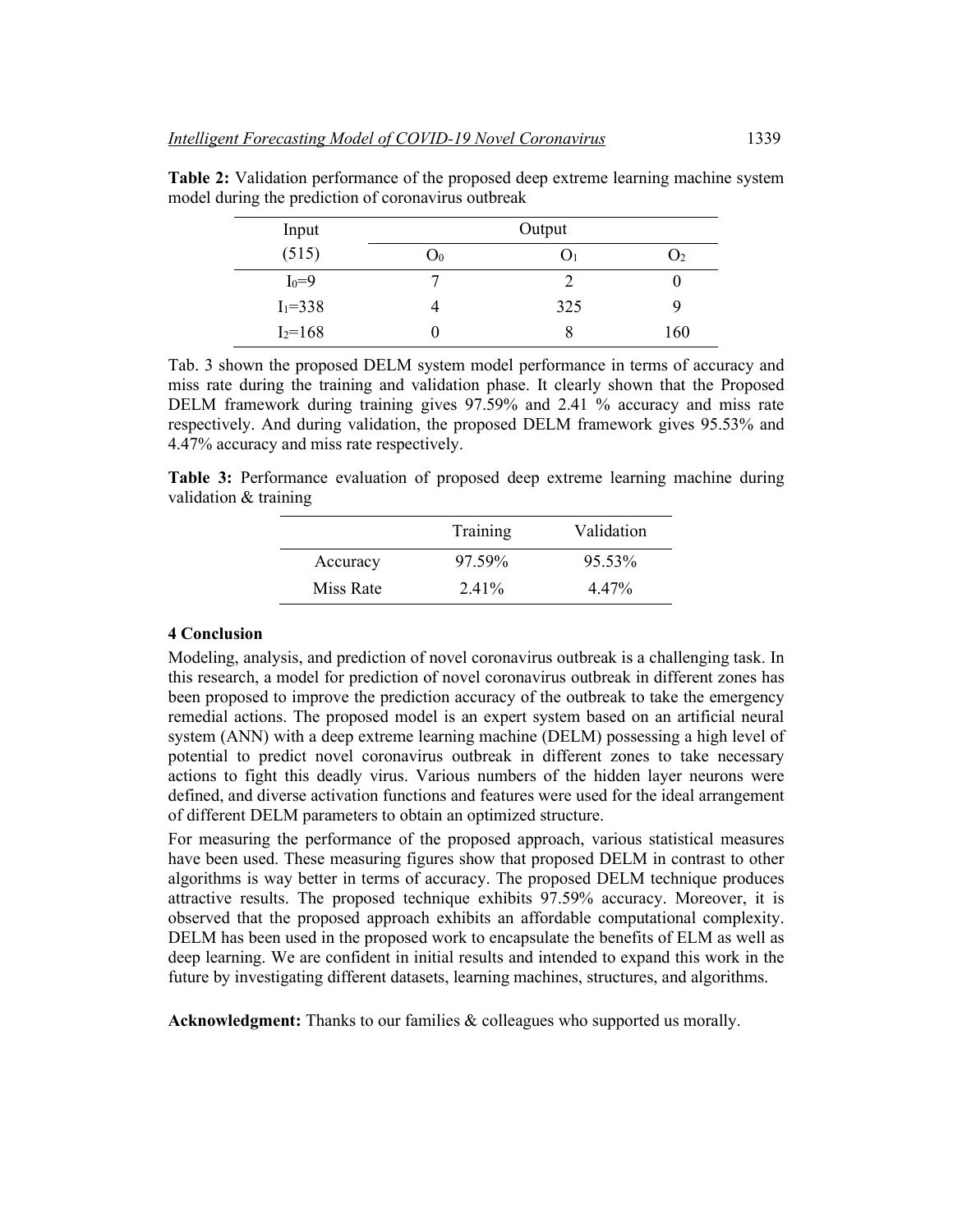**Table 2:** Validation performance of the proposed deep extreme learning machine system model during the prediction of coronavirus outbreak

| Input | Output | | |
|---|---|---|---|
| (515) | $O_0$ | $O_1$ | $O_2$ |
| $I_0$=9 | 7 | 2 | 0 |
| $I_1$=338 | 4 | 325 | 9 |
| $I_2$=168 | 0 | 8 | 160 |

Tab. 3 shown the proposed DELM system model performance in terms of accuracy and miss rate during the training and validation phase. It clearly shown that the Proposed DELM framework during training gives 97.59% and 2.41 % accuracy and miss rate respectively. And during validation, the proposed DELM framework gives 95.53% and 4.47% accuracy and miss rate respectively.

**Table 3:** Performance evaluation of proposed deep extreme learning machine during validation & training

| | Training | Validation |
|---|---|---|
| Accuracy | 97.59% | 95.53% |
| Miss Rate | 2.41% | 4.47% |

## 4 Conclusion

Modeling, analysis, and prediction of novel coronavirus outbreak is a challenging task. In this research, a model for prediction of novel coronavirus outbreak in different zones has been proposed to improve the prediction accuracy of the outbreak to take the emergency remedial actions. The proposed model is an expert system based on an artificial neural system (ANN) with a deep extreme learning machine (DELM) possessing a high level of potential to predict novel coronavirus outbreak in different zones to take necessary actions to fight this deadly virus. Various numbers of the hidden layer neurons were defined, and diverse activation functions and features were used for the ideal arrangement of different DELM parameters to obtain an optimized structure.

For measuring the performance of the proposed approach, various statistical measures have been used. These measuring figures show that proposed DELM in contrast to other algorithms is way better in terms of accuracy. The proposed DELM technique produces attractive results. The proposed technique exhibits 97.59% accuracy. Moreover, it is observed that the proposed approach exhibits an affordable computational complexity. DELM has been used in the proposed work to encapsulate the benefits of ELM as well as deep learning. We are confident in initial results and intended to expand this work in the future by investigating different datasets, learning machines, structures, and algorithms.

**Acknowledgment:** Thanks to our families & colleagues who supported us morally.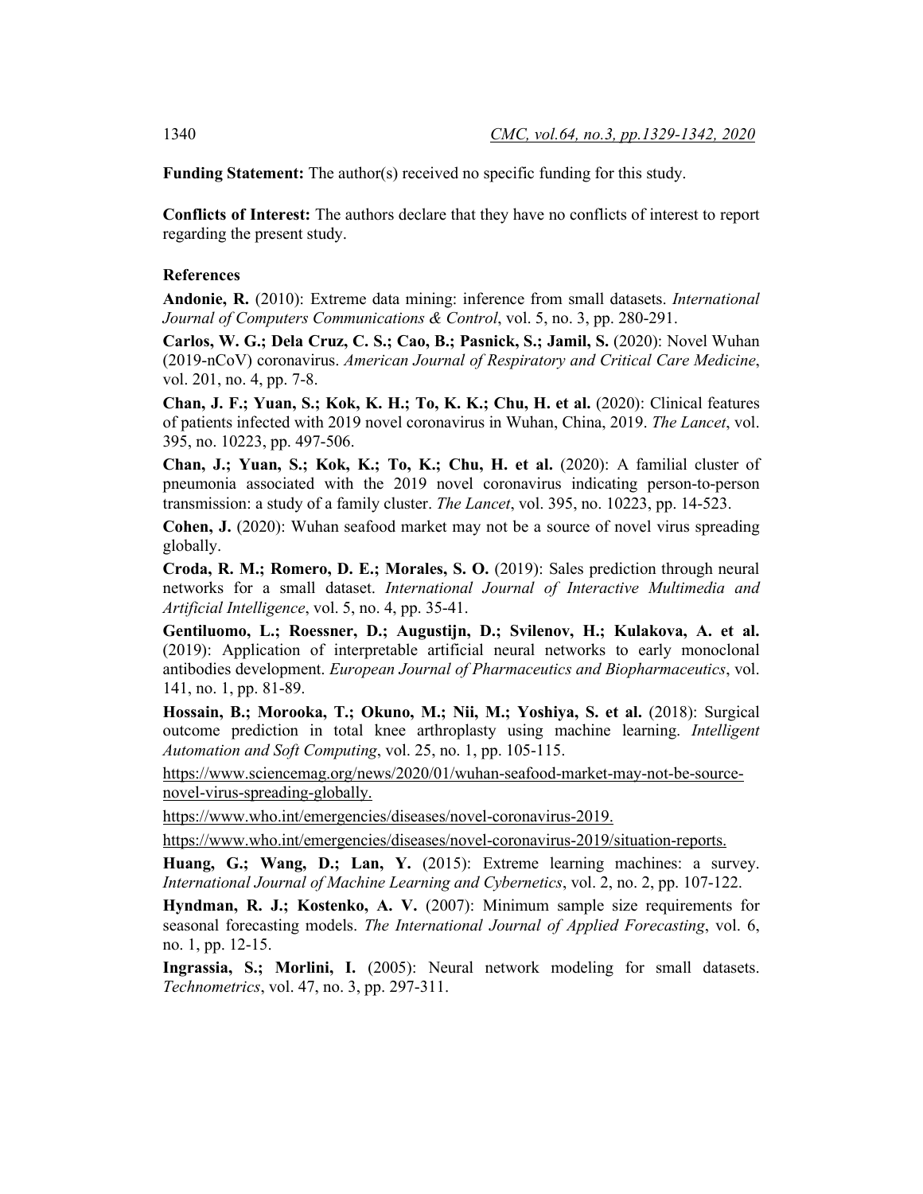**Funding Statement:** The author(s) received no specific funding for this study.

**Conflicts of Interest:** The authors declare that they have no conflicts of interest to report regarding the present study.

## References

**Andonie, R.** (2010): Extreme data mining: inference from small datasets. *International Journal of Computers Communications & Control*, vol. 5, no. 3, pp. 280-291.

**Carlos, W. G.; Dela Cruz, C. S.; Cao, B.; Pasnick, S.; Jamil, S.** (2020): Novel Wuhan (2019-nCoV) coronavirus. *American Journal of Respiratory and Critical Care Medicine*, vol. 201, no. 4, pp. 7-8.

**Chan, J. F.; Yuan, S.; Kok, K. H.; To, K. K.; Chu, H. et al.** (2020): Clinical features of patients infected with 2019 novel coronavirus in Wuhan, China, 2019. *The Lancet*, vol. 395, no. 10223, pp. 497-506.

**Chan, J.; Yuan, S.; Kok, K.; To, K.; Chu, H. et al.** (2020): A familial cluster of pneumonia associated with the 2019 novel coronavirus indicating person-to-person transmission: a study of a family cluster. *The Lancet*, vol. 395, no. 10223, pp. 14-523.

**Cohen, J.** (2020): Wuhan seafood market may not be a source of novel virus spreading globally.

**Croda, R. M.; Romero, D. E.; Morales, S. O.** (2019): Sales prediction through neural networks for a small dataset. *International Journal of Interactive Multimedia and Artificial Intelligence*, vol. 5, no. 4, pp. 35-41.

**Gentiluomo, L.; Roessner, D.; Augustijn, D.; Svilenov, H.; Kulakova, A. et al.** (2019): Application of interpretable artificial neural networks to early monoclonal antibodies development. *European Journal of Pharmaceutics and Biopharmaceutics*, vol. 141, no. 1, pp. 81-89.

**Hossain, B.; Morooka, T.; Okuno, M.; Nii, M.; Yoshiya, S. et al.** (2018): Surgical outcome prediction in total knee arthroplasty using machine learning. *Intelligent Automation and Soft Computing*, vol. 25, no. 1, pp. 105-115.

https://www.sciencemag.org/news/2020/01/wuhan-seafood-market-may-not-be-source-novel-virus-spreading-globally.

https://www.who.int/emergencies/diseases/novel-coronavirus-2019.

https://www.who.int/emergencies/diseases/novel-coronavirus-2019/situation-reports.

**Huang, G.; Wang, D.; Lan, Y.** (2015): Extreme learning machines: a survey. *International Journal of Machine Learning and Cybernetics*, vol. 2, no. 2, pp. 107-122.

**Hyndman, R. J.; Kostenko, A. V.** (2007): Minimum sample size requirements for seasonal forecasting models. *The International Journal of Applied Forecasting*, vol. 6, no. 1, pp. 12-15.

**Ingrassia, S.; Morlini, I.** (2005): Neural network modeling for small datasets. *Technometrics*, vol. 47, no. 3, pp. 297-311.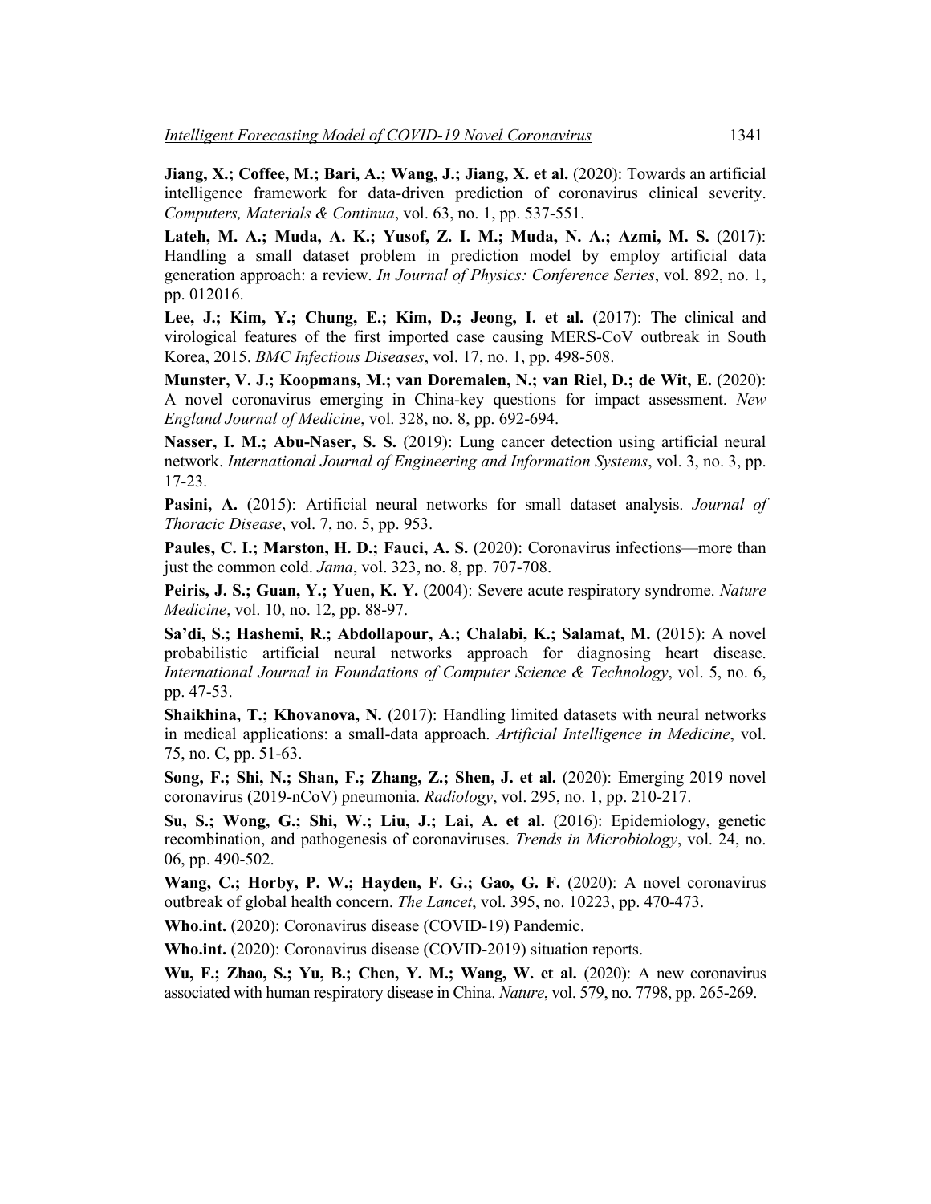**Jiang, X.; Coffee, M.; Bari, A.; Wang, J.; Jiang, X. et al.** (2020): Towards an artificial intelligence framework for data-driven prediction of coronavirus clinical severity. *Computers, Materials & Continua*, vol. 63, no. 1, pp. 537-551.

**Lateh, M. A.; Muda, A. K.; Yusof, Z. I. M.; Muda, N. A.; Azmi, M. S.** (2017): Handling a small dataset problem in prediction model by employ artificial data generation approach: a review. *In Journal of Physics: Conference Series*, vol. 892, no. 1, pp. 012016.

**Lee, J.; Kim, Y.; Chung, E.; Kim, D.; Jeong, I. et al.** (2017): The clinical and virological features of the first imported case causing MERS-CoV outbreak in South Korea, 2015. *BMC Infectious Diseases*, vol. 17, no. 1, pp. 498-508.

**Munster, V. J.; Koopmans, M.; van Doremalen, N.; van Riel, D.; de Wit, E.** (2020): A novel coronavirus emerging in China-key questions for impact assessment. *New England Journal of Medicine*, vol. 328, no. 8, pp. 692-694.

**Nasser, I. M.; Abu-Naser, S. S.** (2019): Lung cancer detection using artificial neural network. *International Journal of Engineering and Information Systems*, vol. 3, no. 3, pp. 17-23.

**Pasini, A.** (2015): Artificial neural networks for small dataset analysis. *Journal of Thoracic Disease*, vol. 7, no. 5, pp. 953.

**Paules, C. I.; Marston, H. D.; Fauci, A. S.** (2020): Coronavirus infections—more than just the common cold. *Jama*, vol. 323, no. 8, pp. 707-708.

**Peiris, J. S.; Guan, Y.; Yuen, K. Y.** (2004): Severe acute respiratory syndrome. *Nature Medicine*, vol. 10, no. 12, pp. 88-97.

**Sa'di, S.; Hashemi, R.; Abdollapour, A.; Chalabi, K.; Salamat, M.** (2015): A novel probabilistic artificial neural networks approach for diagnosing heart disease. *International Journal in Foundations of Computer Science & Technology*, vol. 5, no. 6, pp. 47-53.

**Shaikhina, T.; Khovanova, N.** (2017): Handling limited datasets with neural networks in medical applications: a small-data approach. *Artificial Intelligence in Medicine*, vol. 75, no. C, pp. 51-63.

**Song, F.; Shi, N.; Shan, F.; Zhang, Z.; Shen, J. et al.** (2020): Emerging 2019 novel coronavirus (2019-nCoV) pneumonia. *Radiology*, vol. 295, no. 1, pp. 210-217.

**Su, S.; Wong, G.; Shi, W.; Liu, J.; Lai, A. et al.** (2016): Epidemiology, genetic recombination, and pathogenesis of coronaviruses. *Trends in Microbiology*, vol. 24, no. 06, pp. 490-502.

**Wang, C.; Horby, P. W.; Hayden, F. G.; Gao, G. F.** (2020): A novel coronavirus outbreak of global health concern. *The Lancet*, vol. 395, no. 10223, pp. 470-473.

**Who.int.** (2020): Coronavirus disease (COVID-19) Pandemic.

**Who.int.** (2020): Coronavirus disease (COVID-2019) situation reports.

**Wu, F.; Zhao, S.; Yu, B.; Chen, Y. M.; Wang, W. et al.** (2020): A new coronavirus associated with human respiratory disease in China. *Nature*, vol. 579, no. 7798, pp. 265-269.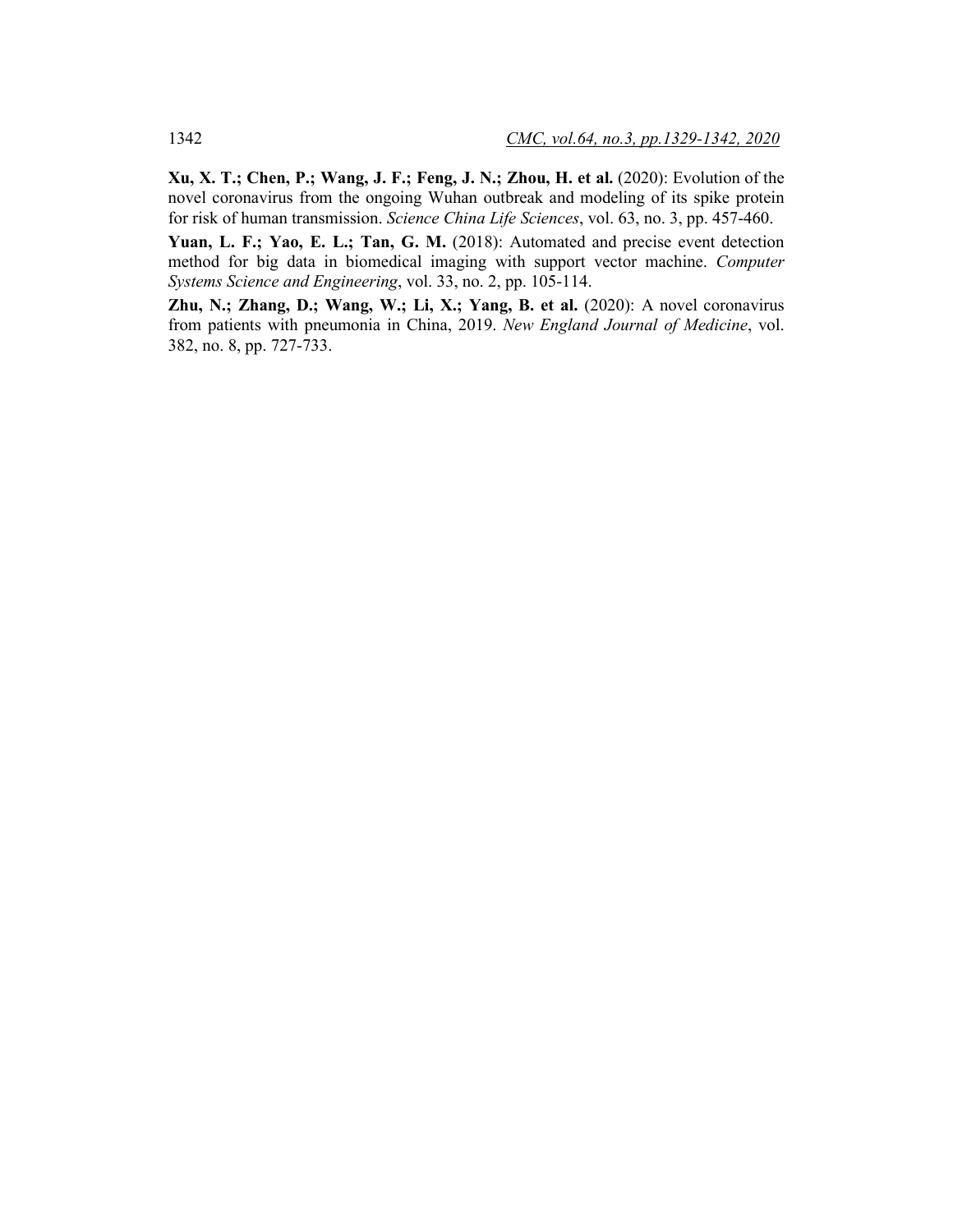**Xu, X. T.; Chen, P.; Wang, J. F.; Feng, J. N.; Zhou, H. et al.** (2020): Evolution of the novel coronavirus from the ongoing Wuhan outbreak and modeling of its spike protein for risk of human transmission. *Science China Life Sciences*, vol. 63, no. 3, pp. 457-460.

**Yuan, L. F.; Yao, E. L.; Tan, G. M.** (2018): Automated and precise event detection method for big data in biomedical imaging with support vector machine. *Computer Systems Science and Engineering*, vol. 33, no. 2, pp. 105-114.

**Zhu, N.; Zhang, D.; Wang, W.; Li, X.; Yang, B. et al.** (2020): A novel coronavirus from patients with pneumonia in China, 2019. *New England Journal of Medicine*, vol. 382, no. 8, pp. 727-733.